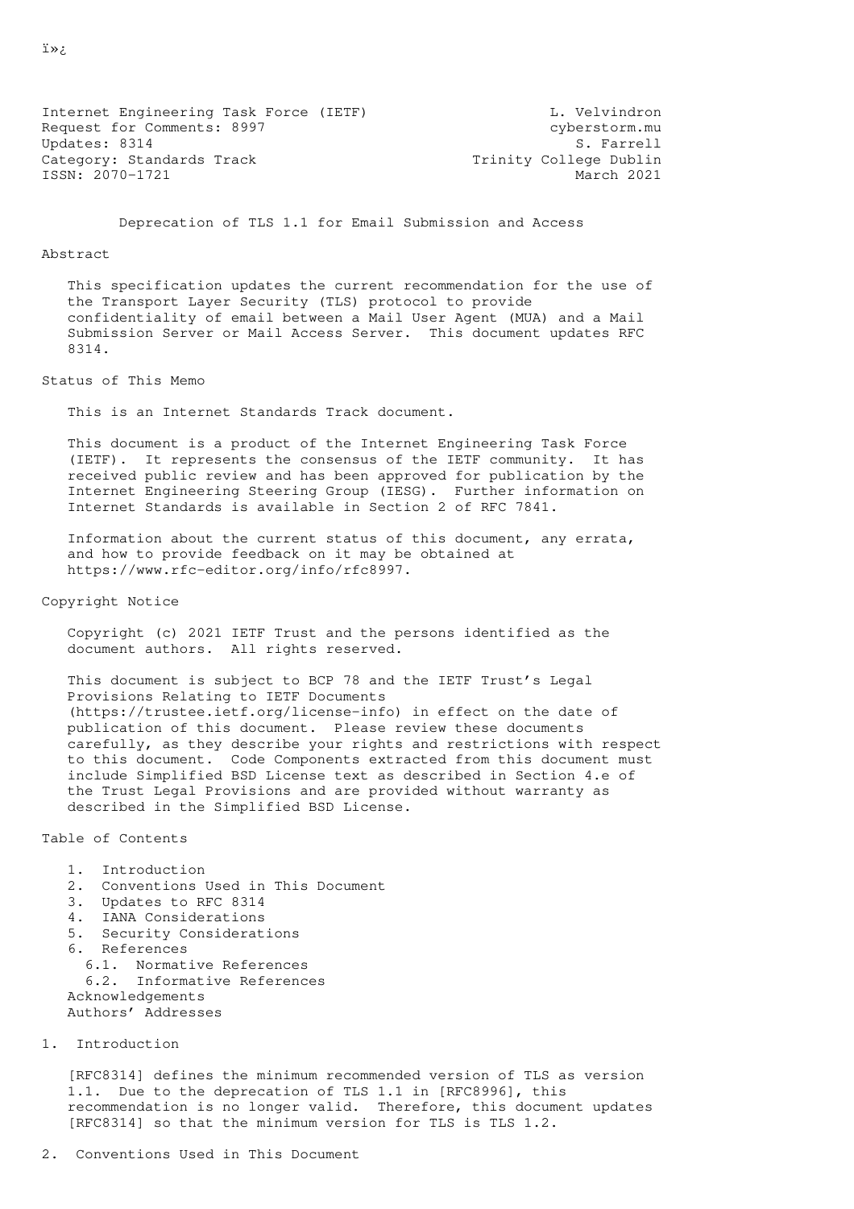Internet Engineering Task Force (IETF) — L. Velvindron, cyberstorm.mu
Request for Comments: 8997 — S. Farrell, Trinity College Dublin
Updates: 8314
Category: Standards Track
ISSN: 2070-1721
March 2021

# Deprecation of TLS 1.1 for Email Submission and Access

## Abstract

This specification updates the current recommendation for the use of the Transport Layer Security (TLS) protocol to provide confidentiality of email between a Mail User Agent (MUA) and a Mail Submission Server or Mail Access Server. This document updates RFC 8314.

## Status of This Memo

This is an Internet Standards Track document.

This document is a product of the Internet Engineering Task Force (IETF). It represents the consensus of the IETF community. It has received public review and has been approved for publication by the Internet Engineering Steering Group (IESG). Further information on Internet Standards is available in Section 2 of RFC 7841.

Information about the current status of this document, any errata, and how to provide feedback on it may be obtained at https://www.rfc-editor.org/info/rfc8997.

## Copyright Notice

Copyright (c) 2021 IETF Trust and the persons identified as the document authors. All rights reserved.

This document is subject to BCP 78 and the IETF Trust's Legal Provisions Relating to IETF Documents (https://trustee.ietf.org/license-info) in effect on the date of publication of this document. Please review these documents carefully, as they describe your rights and restrictions with respect to this document. Code Components extracted from this document must include Simplified BSD License text as described in Section 4.e of the Trust Legal Provisions and are provided without warranty as described in the Simplified BSD License.

## Table of Contents

1. Introduction
2. Conventions Used in This Document
3. Updates to RFC 8314
4. IANA Considerations
5. Security Considerations
6. References
   - 6.1. Normative References
   - 6.2. Informative References

Acknowledgements
Authors' Addresses

## 1. Introduction

[RFC8314] defines the minimum recommended version of TLS as version 1.1. Due to the deprecation of TLS 1.1 in [RFC8996], this recommendation is no longer valid. Therefore, this document updates [RFC8314] so that the minimum version for TLS is TLS 1.2.

## 2. Conventions Used in This Document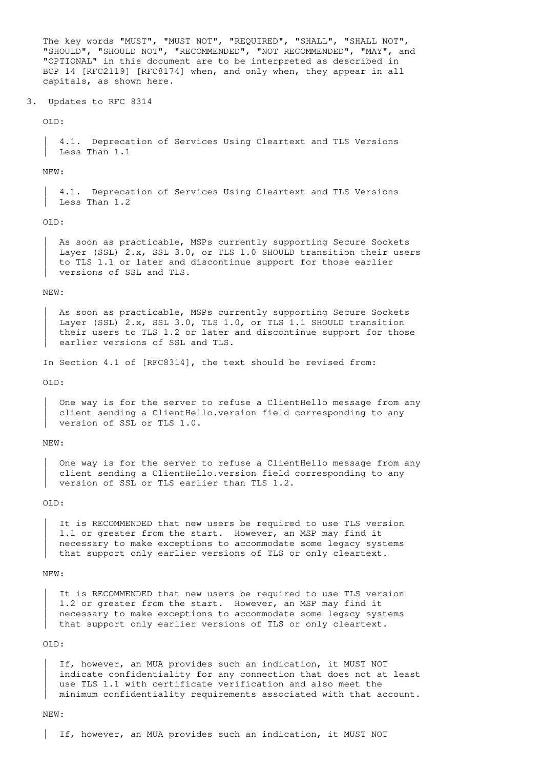The key words "MUST", "MUST NOT", "REQUIRED", "SHALL", "SHALL NOT", "SHOULD", "SHOULD NOT", "RECOMMENDED", "NOT RECOMMENDED", "MAY", and "OPTIONAL" in this document are to be interpreted as described in BCP 14 [RFC2119] [RFC8174] when, and only when, they appear in all capitals, as shown here.

## 3. Updates to RFC 8314

OLD:

> 4.1. Deprecation of Services Using Cleartext and TLS Versions Less Than 1.1

NEW:

> 4.1. Deprecation of Services Using Cleartext and TLS Versions Less Than 1.2

OLD:

> As soon as practicable, MSPs currently supporting Secure Sockets Layer (SSL) 2.x, SSL 3.0, or TLS 1.0 SHOULD transition their users to TLS 1.1 or later and discontinue support for those earlier versions of SSL and TLS.

NEW:

> As soon as practicable, MSPs currently supporting Secure Sockets Layer (SSL) 2.x, SSL 3.0, TLS 1.0, or TLS 1.1 SHOULD transition their users to TLS 1.2 or later and discontinue support for those earlier versions of SSL and TLS.

In Section 4.1 of [RFC8314], the text should be revised from:

OLD:

> One way is for the server to refuse a ClientHello message from any client sending a ClientHello.version field corresponding to any version of SSL or TLS 1.0.

NEW:

> One way is for the server to refuse a ClientHello message from any client sending a ClientHello.version field corresponding to any version of SSL or TLS earlier than TLS 1.2.

OLD:

> It is RECOMMENDED that new users be required to use TLS version 1.1 or greater from the start. However, an MSP may find it necessary to make exceptions to accommodate some legacy systems that support only earlier versions of TLS or only cleartext.

NEW:

> It is RECOMMENDED that new users be required to use TLS version 1.2 or greater from the start. However, an MSP may find it necessary to make exceptions to accommodate some legacy systems that support only earlier versions of TLS or only cleartext.

OLD:

> If, however, an MUA provides such an indication, it MUST NOT indicate confidentiality for any connection that does not at least use TLS 1.1 with certificate verification and also meet the minimum confidentiality requirements associated with that account.

NEW:

> If, however, an MUA provides such an indication, it MUST NOT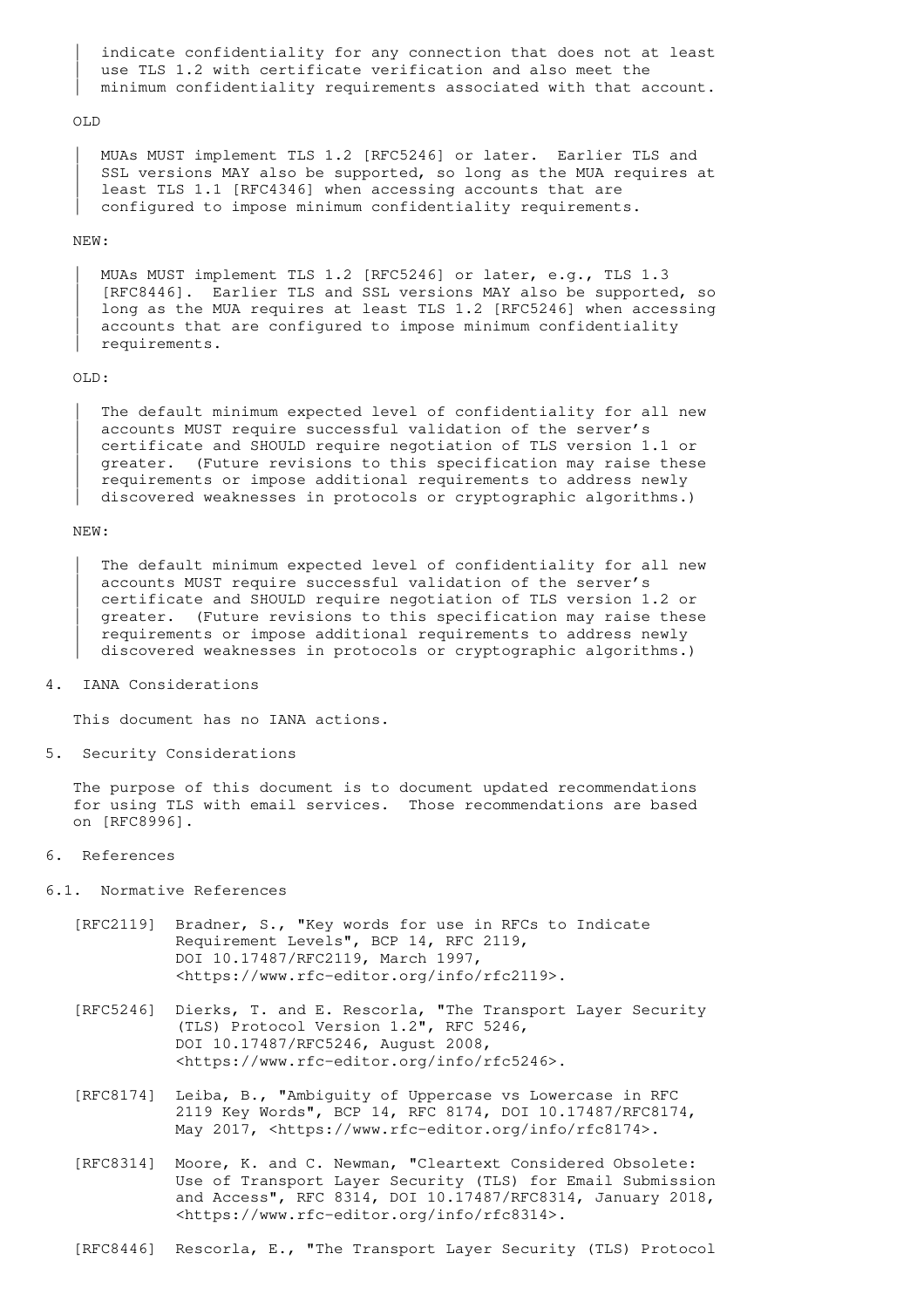> indicate confidentiality for any connection that does not at least use TLS 1.2 with certificate verification and also meet the minimum confidentiality requirements associated with that account.

OLD

> MUAs MUST implement TLS 1.2 [RFC5246] or later. Earlier TLS and SSL versions MAY also be supported, so long as the MUA requires at least TLS 1.1 [RFC4346] when accessing accounts that are configured to impose minimum confidentiality requirements.

NEW:

> MUAs MUST implement TLS 1.2 [RFC5246] or later, e.g., TLS 1.3 [RFC8446]. Earlier TLS and SSL versions MAY also be supported, so long as the MUA requires at least TLS 1.2 [RFC5246] when accessing accounts that are configured to impose minimum confidentiality requirements.

OLD:

> The default minimum expected level of confidentiality for all new accounts MUST require successful validation of the server's certificate and SHOULD require negotiation of TLS version 1.1 or greater. (Future revisions to this specification may raise these requirements or impose additional requirements to address newly discovered weaknesses in protocols or cryptographic algorithms.)

NEW:

> The default minimum expected level of confidentiality for all new accounts MUST require successful validation of the server's certificate and SHOULD require negotiation of TLS version 1.2 or greater. (Future revisions to this specification may raise these requirements or impose additional requirements to address newly discovered weaknesses in protocols or cryptographic algorithms.)

## 4. IANA Considerations

This document has no IANA actions.

## 5. Security Considerations

The purpose of this document is to document updated recommendations for using TLS with email services. Those recommendations are based on [RFC8996].

## 6. References

### 6.1. Normative References

[RFC2119] Bradner, S., "Key words for use in RFCs to Indicate Requirement Levels", BCP 14, RFC 2119, DOI 10.17487/RFC2119, March 1997, <https://www.rfc-editor.org/info/rfc2119>.

[RFC5246] Dierks, T. and E. Rescorla, "The Transport Layer Security (TLS) Protocol Version 1.2", RFC 5246, DOI 10.17487/RFC5246, August 2008, <https://www.rfc-editor.org/info/rfc5246>.

[RFC8174] Leiba, B., "Ambiguity of Uppercase vs Lowercase in RFC 2119 Key Words", BCP 14, RFC 8174, DOI 10.17487/RFC8174, May 2017, <https://www.rfc-editor.org/info/rfc8174>.

[RFC8314] Moore, K. and C. Newman, "Cleartext Considered Obsolete: Use of Transport Layer Security (TLS) for Email Submission and Access", RFC 8314, DOI 10.17487/RFC8314, January 2018, <https://www.rfc-editor.org/info/rfc8314>.

[RFC8446] Rescorla, E., "The Transport Layer Security (TLS) Protocol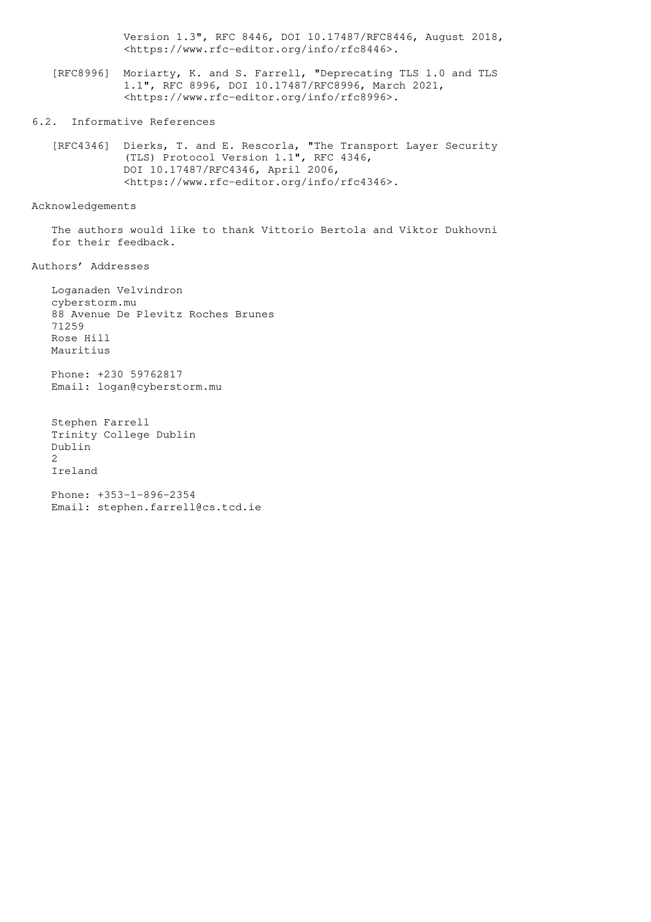Version 1.3", RFC 8446, DOI 10.17487/RFC8446, August 2018, <https://www.rfc-editor.org/info/rfc8446>.

[RFC8996] Moriarty, K. and S. Farrell, "Deprecating TLS 1.0 and TLS 1.1", RFC 8996, DOI 10.17487/RFC8996, March 2021, <https://www.rfc-editor.org/info/rfc8996>.

### 6.2. Informative References

[RFC4346] Dierks, T. and E. Rescorla, "The Transport Layer Security (TLS) Protocol Version 1.1", RFC 4346, DOI 10.17487/RFC4346, April 2006, <https://www.rfc-editor.org/info/rfc4346>.

## Acknowledgements

The authors would like to thank Vittorio Bertola and Viktor Dukhovni for their feedback.

## Authors' Addresses

Loganaden Velvindron
cyberstorm.mu
88 Avenue De Plevitz Roches Brunes
71259
Rose Hill
Mauritius

Phone: +230 59762817
Email: logan@cyberstorm.mu

Stephen Farrell
Trinity College Dublin
Dublin
2
Ireland

Phone: +353-1-896-2354
Email: stephen.farrell@cs.tcd.ie